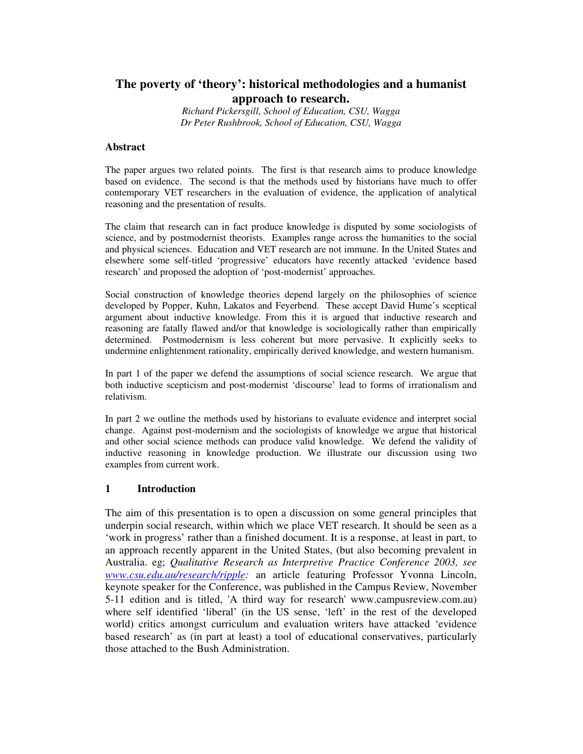# The poverty of 'theory': historical methodologies and a humanist approach to research.

*Richard Pickersgill, School of Education, CSU, Wagga*
*Dr Peter Rushbrook, School of Education, CSU, Wagga*

## Abstract

The paper argues two related points. The first is that research aims to produce knowledge based on evidence. The second is that the methods used by historians have much to offer contemporary VET researchers in the evaluation of evidence, the application of analytical reasoning and the presentation of results.

The claim that research can in fact produce knowledge is disputed by some sociologists of science, and by postmodernist theorists. Examples range across the humanities to the social and physical sciences. Education and VET research are not immune. In the United States and elsewhere some self-titled 'progressive' educators have recently attacked 'evidence based research' and proposed the adoption of 'post-modernist' approaches.

Social construction of knowledge theories depend largely on the philosophies of science developed by Popper, Kuhn, Lakatos and Feyerbend. These accept David Hume's sceptical argument about inductive knowledge. From this it is argued that inductive research and reasoning are fatally flawed and/or that knowledge is sociologically rather than empirically determined. Postmodernism is less coherent but more pervasive. It explicitly seeks to undermine enlightenment rationality, empirically derived knowledge, and western humanism.

In part 1 of the paper we defend the assumptions of social science research. We argue that both inductive scepticism and post-modernist 'discourse' lead to forms of irrationalism and relativism.

In part 2 we outline the methods used by historians to evaluate evidence and interpret social change. Against post-modernism and the sociologists of knowledge we argue that historical and other social science methods can produce valid knowledge. We defend the validity of inductive reasoning in knowledge production. We illustrate our discussion using two examples from current work.

## 1 Introduction

The aim of this presentation is to open a discussion on some general principles that underpin social research, within which we place VET research. It should be seen as a 'work in progress' rather than a finished document. It is a response, at least in part, to an approach recently apparent in the United States, (but also becoming prevalent in Australia. eg; *Qualitative Research as Interpretive Practice Conference 2003, see www.csu.edu.au/research/ripple:* an article featuring Professor Yvonna Lincoln, keynote speaker for the Conference, was published in the Campus Review, November 5-11 edition and is titled, 'A third way for research' www.campusreview.com.au) where self identified 'liberal' (in the US sense, 'left' in the rest of the developed world) critics amongst curriculum and evaluation writers have attacked 'evidence based research' as (in part at least) a tool of educational conservatives, particularly those attached to the Bush Administration.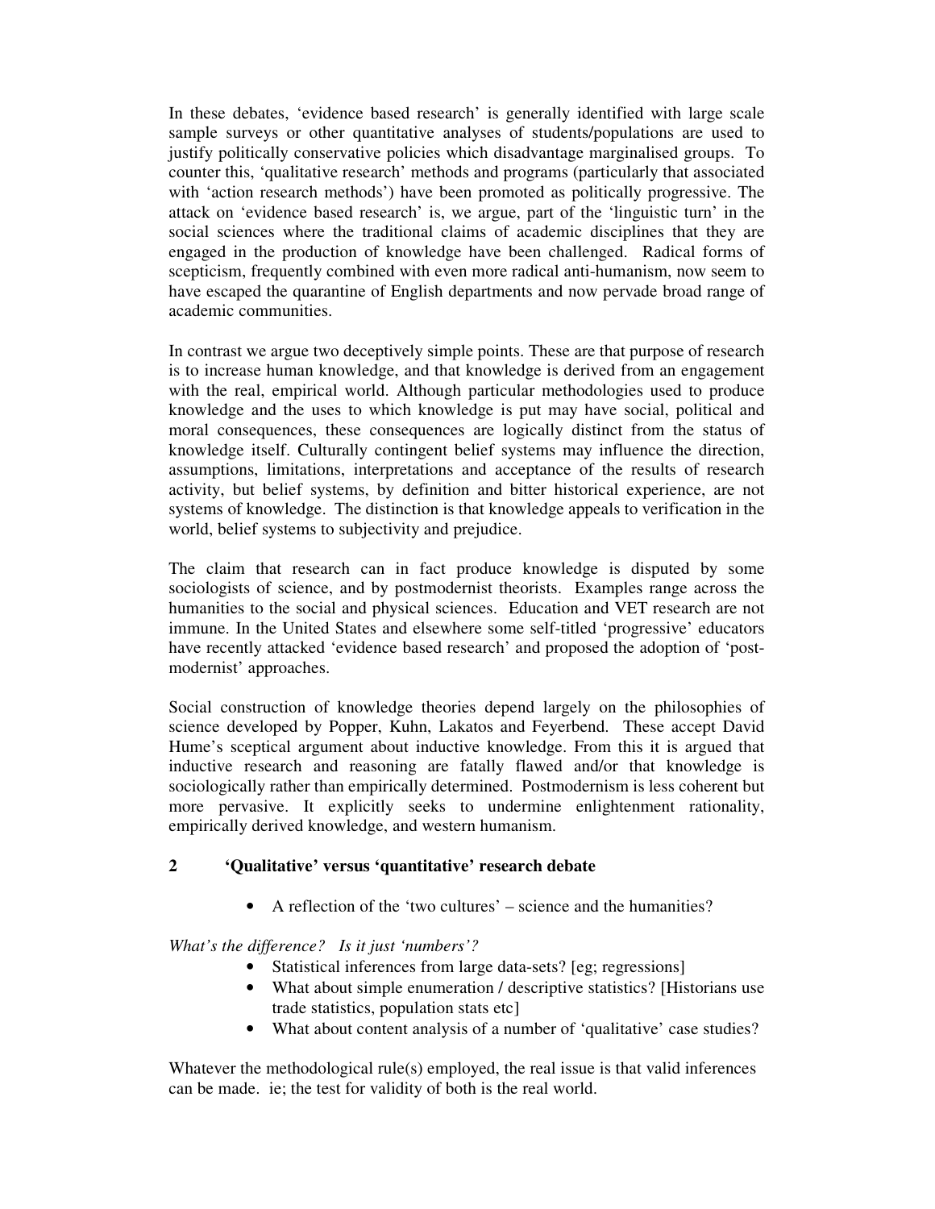In these debates, 'evidence based research' is generally identified with large scale sample surveys or other quantitative analyses of students/populations are used to justify politically conservative policies which disadvantage marginalised groups. To counter this, 'qualitative research' methods and programs (particularly that associated with 'action research methods') have been promoted as politically progressive. The attack on 'evidence based research' is, we argue, part of the 'linguistic turn' in the social sciences where the traditional claims of academic disciplines that they are engaged in the production of knowledge have been challenged. Radical forms of scepticism, frequently combined with even more radical anti-humanism, now seem to have escaped the quarantine of English departments and now pervade broad range of academic communities.

In contrast we argue two deceptively simple points. These are that purpose of research is to increase human knowledge, and that knowledge is derived from an engagement with the real, empirical world. Although particular methodologies used to produce knowledge and the uses to which knowledge is put may have social, political and moral consequences, these consequences are logically distinct from the status of knowledge itself. Culturally contingent belief systems may influence the direction, assumptions, limitations, interpretations and acceptance of the results of research activity, but belief systems, by definition and bitter historical experience, are not systems of knowledge. The distinction is that knowledge appeals to verification in the world, belief systems to subjectivity and prejudice.

The claim that research can in fact produce knowledge is disputed by some sociologists of science, and by postmodernist theorists. Examples range across the humanities to the social and physical sciences. Education and VET research are not immune. In the United States and elsewhere some self-titled 'progressive' educators have recently attacked 'evidence based research' and proposed the adoption of 'post-modernist' approaches.

Social construction of knowledge theories depend largely on the philosophies of science developed by Popper, Kuhn, Lakatos and Feyerbend. These accept David Hume's sceptical argument about inductive knowledge. From this it is argued that inductive research and reasoning are fatally flawed and/or that knowledge is sociologically rather than empirically determined. Postmodernism is less coherent but more pervasive. It explicitly seeks to undermine enlightenment rationality, empirically derived knowledge, and western humanism.

## 2 'Qualitative' versus 'quantitative' research debate

- A reflection of the 'two cultures' – science and the humanities?

*What's the difference? Is it just 'numbers'?*

- Statistical inferences from large data-sets? [eg; regressions]
- What about simple enumeration / descriptive statistics? [Historians use trade statistics, population stats etc]
- What about content analysis of a number of 'qualitative' case studies?

Whatever the methodological rule(s) employed, the real issue is that valid inferences can be made. ie; the test for validity of both is the real world.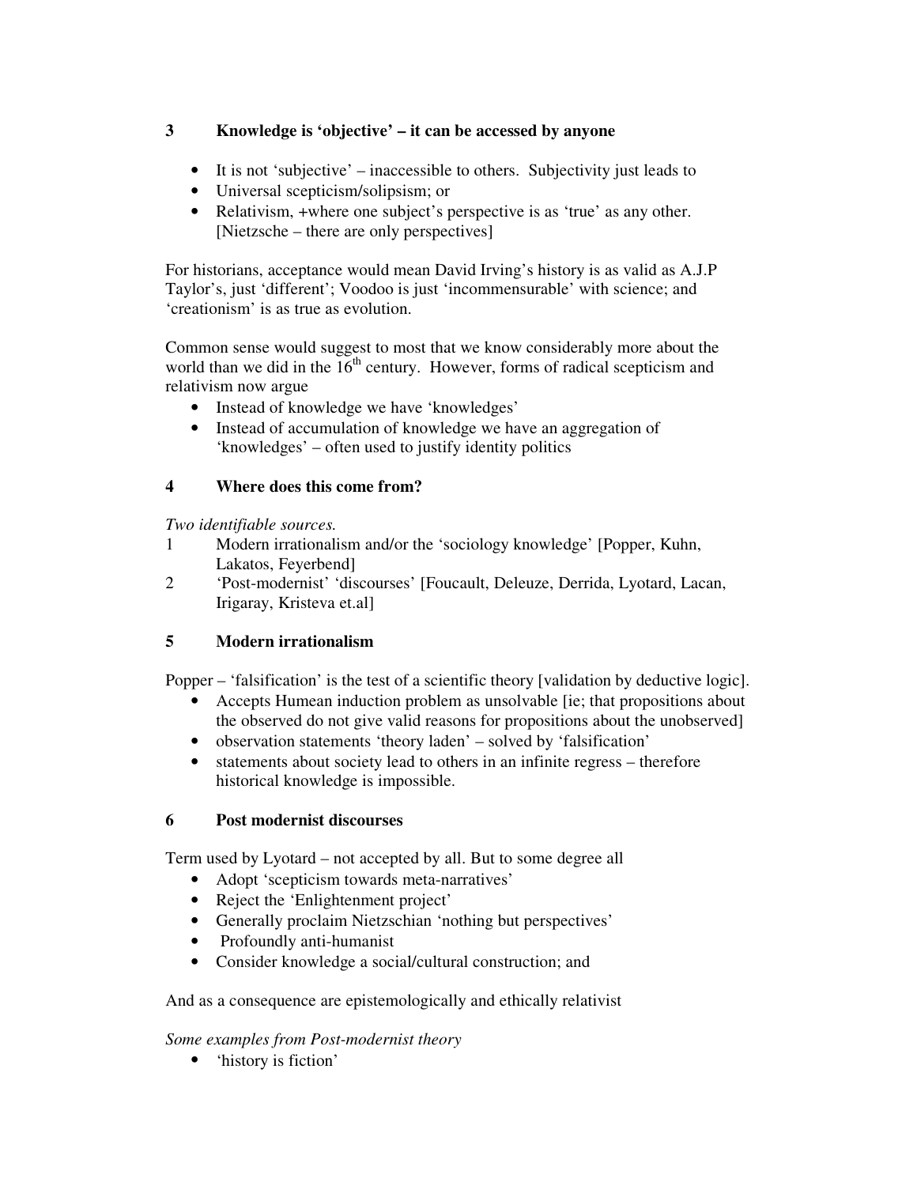## 3 Knowledge is 'objective' – it can be accessed by anyone

- It is not 'subjective' – inaccessible to others. Subjectivity just leads to
- Universal scepticism/solipsism; or
- Relativism, +where one subject's perspective is as 'true' as any other. [Nietzsche – there are only perspectives]

For historians, acceptance would mean David Irving's history is as valid as A.J.P Taylor's, just 'different'; Voodoo is just 'incommensurable' with science; and 'creationism' is as true as evolution.

Common sense would suggest to most that we know considerably more about the world than we did in the 16th century. However, forms of radical scepticism and relativism now argue

- Instead of knowledge we have 'knowledges'
- Instead of accumulation of knowledge we have an aggregation of 'knowledges' – often used to justify identity politics

## 4 Where does this come from?

*Two identifiable sources.*

1. Modern irrationalism and/or the 'sociology knowledge' [Popper, Kuhn, Lakatos, Feyerbend]
2. 'Post-modernist' 'discourses' [Foucault, Deleuze, Derrida, Lyotard, Lacan, Irigaray, Kristeva et.al]

## 5 Modern irrationalism

Popper – 'falsification' is the test of a scientific theory [validation by deductive logic].

- Accepts Humean induction problem as unsolvable [ie; that propositions about the observed do not give valid reasons for propositions about the unobserved]
- observation statements 'theory laden' – solved by 'falsification'
- statements about society lead to others in an infinite regress – therefore historical knowledge is impossible.

## 6 Post modernist discourses

Term used by Lyotard – not accepted by all. But to some degree all

- Adopt 'scepticism towards meta-narratives'
- Reject the 'Enlightenment project'
- Generally proclaim Nietzschian 'nothing but perspectives'
- Profoundly anti-humanist
- Consider knowledge a social/cultural construction; and

And as a consequence are epistemologically and ethically relativist

*Some examples from Post-modernist theory*

- 'history is fiction'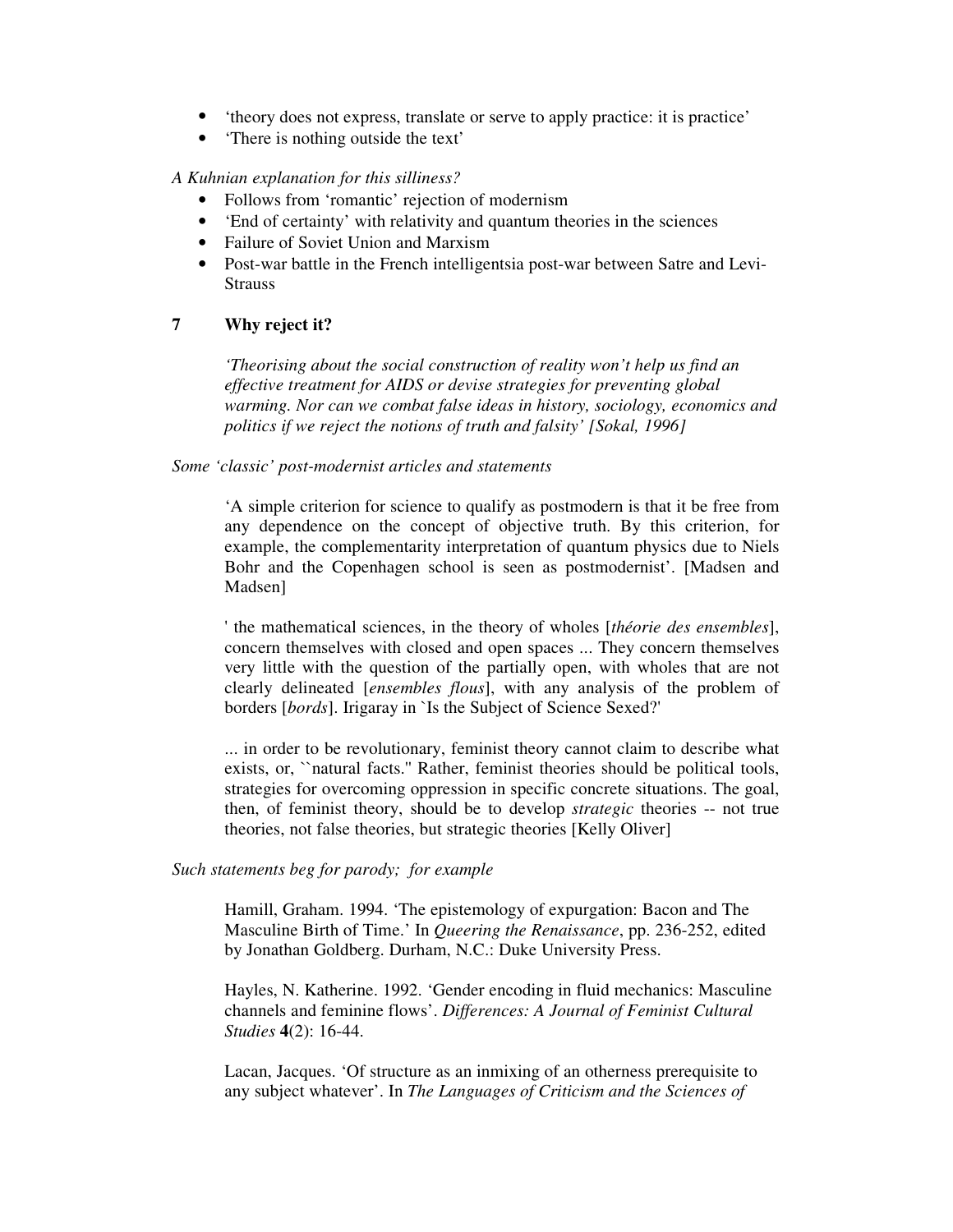- 'theory does not express, translate or serve to apply practice: it is practice'
- 'There is nothing outside the text'

*A Kuhnian explanation for this silliness?*

- Follows from 'romantic' rejection of modernism
- 'End of certainty' with relativity and quantum theories in the sciences
- Failure of Soviet Union and Marxism
- Post-war battle in the French intelligentsia post-war between Satre and Levi-Strauss

## 7 Why reject it?

> *'Theorising about the social construction of reality won't help us find an effective treatment for AIDS or devise strategies for preventing global warming. Nor can we combat false ideas in history, sociology, economics and politics if we reject the notions of truth and falsity' [Sokal, 1996]*

*Some 'classic' post-modernist articles and statements*

> 'A simple criterion for science to qualify as postmodern is that it be free from any dependence on the concept of objective truth. By this criterion, for example, the complementarity interpretation of quantum physics due to Niels Bohr and the Copenhagen school is seen as postmodernist'. [Madsen and Madsen]

> ' the mathematical sciences, in the theory of wholes [*théorie des ensembles*], concern themselves with closed and open spaces ... They concern themselves very little with the question of the partially open, with wholes that are not clearly delineated [*ensembles flous*], with any analysis of the problem of borders [*bords*]. Irigaray in `Is the Subject of Science Sexed?'

> ... in order to be revolutionary, feminist theory cannot claim to describe what exists, or, ``natural facts.'' Rather, feminist theories should be political tools, strategies for overcoming oppression in specific concrete situations. The goal, then, of feminist theory, should be to develop *strategic* theories -- not true theories, not false theories, but strategic theories [Kelly Oliver]

*Such statements beg for parody; for example*

> Hamill, Graham. 1994. 'The epistemology of expurgation: Bacon and The Masculine Birth of Time.' In *Queering the Renaissance*, pp. 236-252, edited by Jonathan Goldberg. Durham, N.C.: Duke University Press.

> Hayles, N. Katherine. 1992. 'Gender encoding in fluid mechanics: Masculine channels and feminine flows'. *Differences: A Journal of Feminist Cultural Studies* **4**(2): 16-44.

> Lacan, Jacques. 'Of structure as an inmixing of an otherness prerequisite to any subject whatever'. In *The Languages of Criticism and the Sciences of*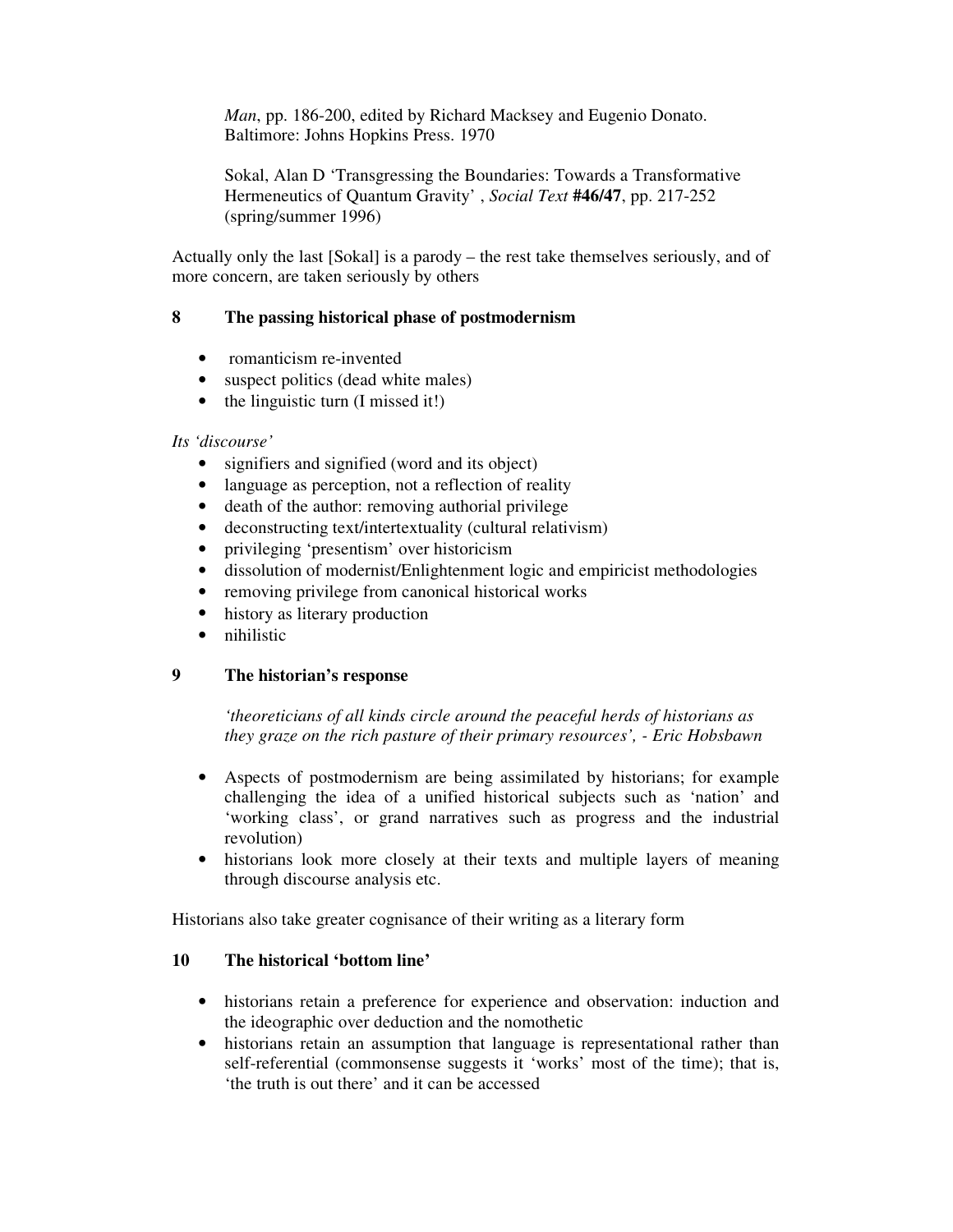*Man*, pp. 186-200, edited by Richard Macksey and Eugenio Donato. Baltimore: Johns Hopkins Press. 1970

Sokal, Alan D 'Transgressing the Boundaries: Towards a Transformative Hermeneutics of Quantum Gravity' , *Social Text* **#46/47**, pp. 217-252 (spring/summer 1996)

Actually only the last [Sokal] is a parody – the rest take themselves seriously, and of more concern, are taken seriously by others

## 8 The passing historical phase of postmodernism

- romanticism re-invented
- suspect politics (dead white males)
- the linguistic turn (I missed it!)

*Its 'discourse'*

- signifiers and signified (word and its object)
- language as perception, not a reflection of reality
- death of the author: removing authorial privilege
- deconstructing text/intertextuality (cultural relativism)
- privileging 'presentism' over historicism
- dissolution of modernist/Enlightenment logic and empiricist methodologies
- removing privilege from canonical historical works
- history as literary production
- nihilistic

## 9 The historian's response

*'theoreticians of all kinds circle around the peaceful herds of historians as they graze on the rich pasture of their primary resources', - Eric Hobsbawn*

- Aspects of postmodernism are being assimilated by historians; for example challenging the idea of a unified historical subjects such as 'nation' and 'working class', or grand narratives such as progress and the industrial revolution)
- historians look more closely at their texts and multiple layers of meaning through discourse analysis etc.

Historians also take greater cognisance of their writing as a literary form

## 10 The historical 'bottom line'

- historians retain a preference for experience and observation: induction and the ideographic over deduction and the nomothetic
- historians retain an assumption that language is representational rather than self-referential (commonsense suggests it 'works' most of the time); that is, 'the truth is out there' and it can be accessed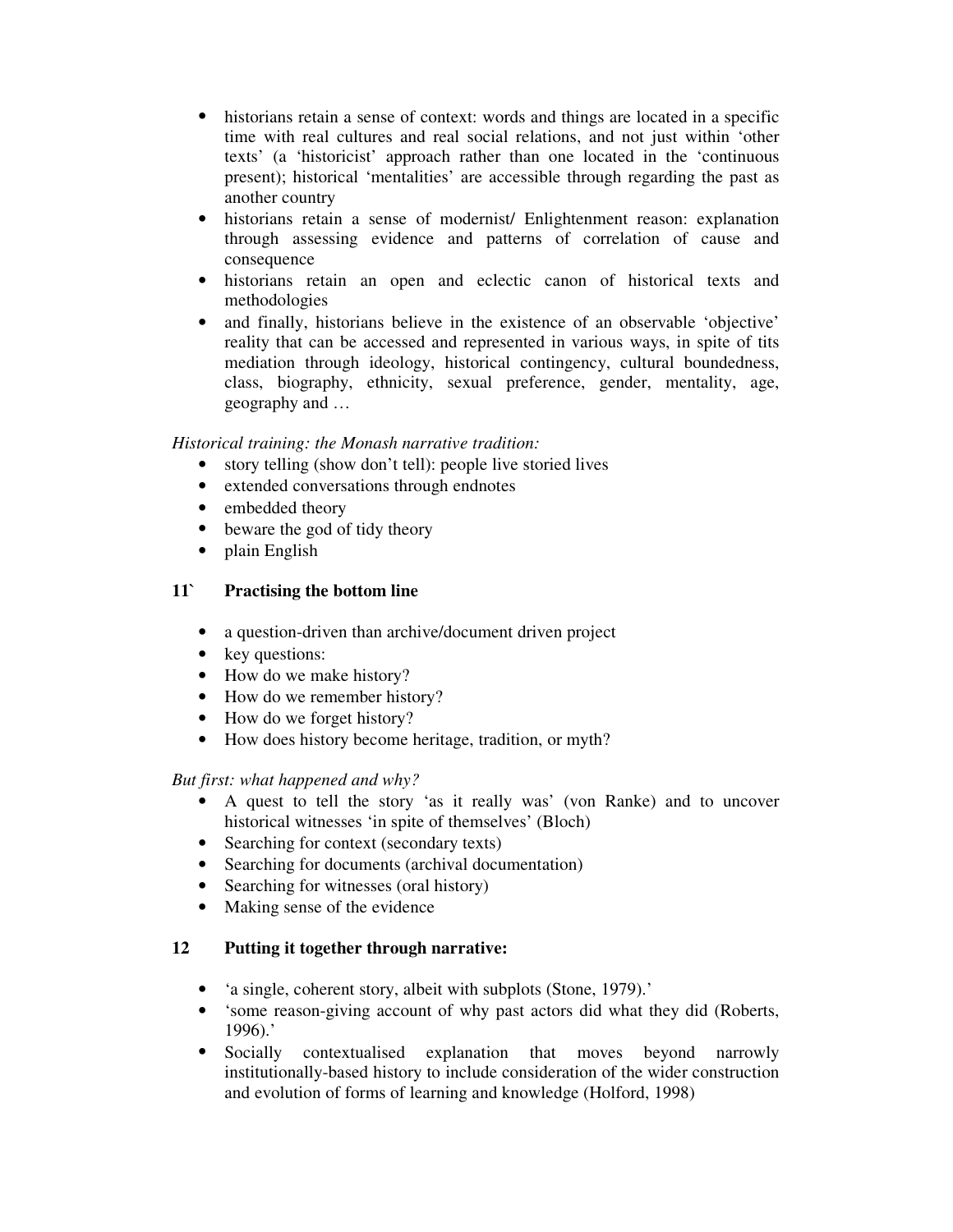- historians retain a sense of context: words and things are located in a specific time with real cultures and real social relations, and not just within 'other texts' (a 'historicist' approach rather than one located in the 'continuous present); historical 'mentalities' are accessible through regarding the past as another country
- historians retain a sense of modernist/ Enlightenment reason: explanation through assessing evidence and patterns of correlation of cause and consequence
- historians retain an open and eclectic canon of historical texts and methodologies
- and finally, historians believe in the existence of an observable 'objective' reality that can be accessed and represented in various ways, in spite of tits mediation through ideology, historical contingency, cultural boundedness, class, biography, ethnicity, sexual preference, gender, mentality, age, geography and …

*Historical training: the Monash narrative tradition:*

- story telling (show don't tell): people live storied lives
- extended conversations through endnotes
- embedded theory
- beware the god of tidy theory
- plain English

## 11` Practising the bottom line

- a question-driven than archive/document driven project
- key questions:
- How do we make history?
- How do we remember history?
- How do we forget history?
- How does history become heritage, tradition, or myth?

*But first: what happened and why?*

- A quest to tell the story 'as it really was' (von Ranke) and to uncover historical witnesses 'in spite of themselves' (Bloch)
- Searching for context (secondary texts)
- Searching for documents (archival documentation)
- Searching for witnesses (oral history)
- Making sense of the evidence

## 12 Putting it together through narrative:

- 'a single, coherent story, albeit with subplots (Stone, 1979).'
- 'some reason-giving account of why past actors did what they did (Roberts, 1996).'
- Socially contextualised explanation that moves beyond narrowly institutionally-based history to include consideration of the wider construction and evolution of forms of learning and knowledge (Holford, 1998)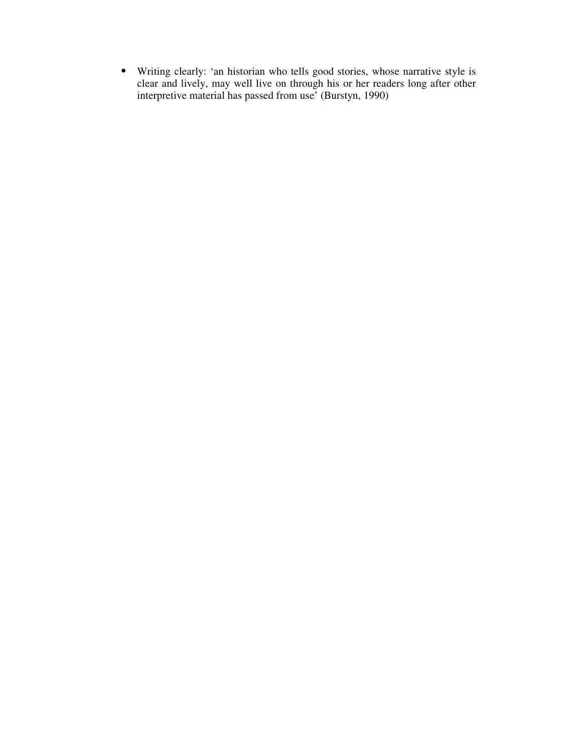- Writing clearly: 'an historian who tells good stories, whose narrative style is clear and lively, may well live on through his or her readers long after other interpretive material has passed from use' (Burstyn, 1990)